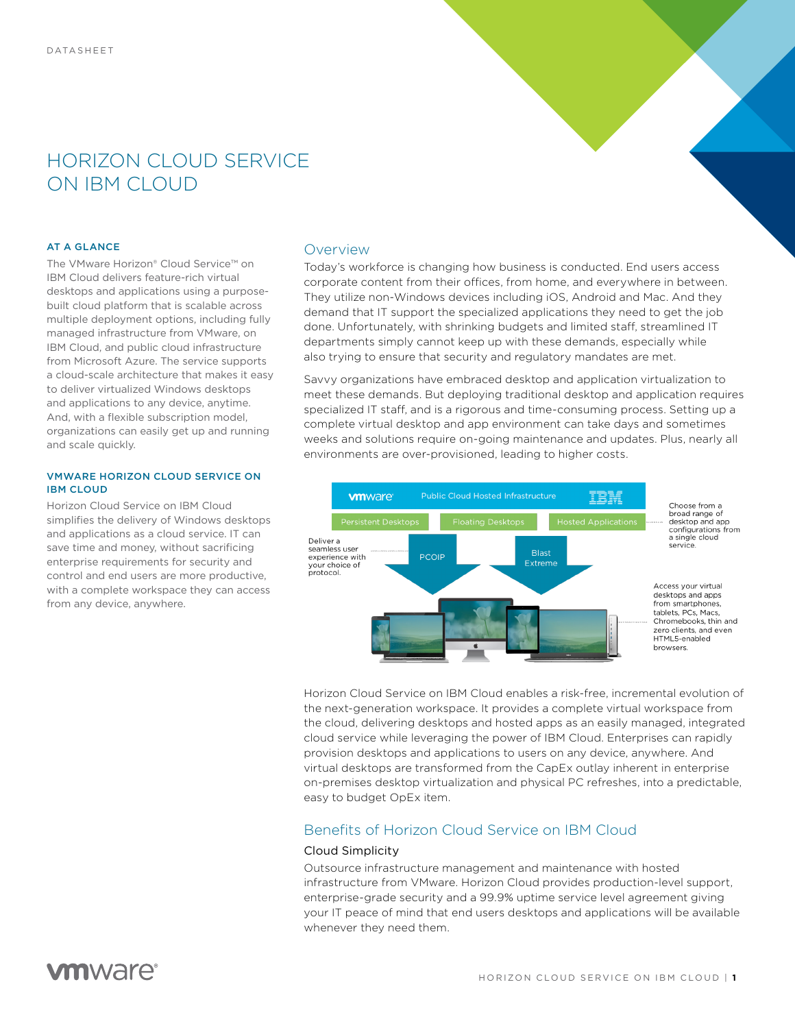DATASHEET

# HORIZON CLOUD SERVICE ON IBM CLOUD

### AT A GLANCE

The VMware Horizon® Cloud Service™ on IBM Cloud delivers feature-rich virtual desktops and applications using a purpose-built cloud platform that is scalable across multiple deployment options, including fully managed infrastructure from VMware, on IBM Cloud, and public cloud infrastructure from Microsoft Azure. The service supports a cloud-scale architecture that makes it easy to deliver virtualized Windows desktops and applications to any device, anytime. And, with a flexible subscription model, organizations can easily get up and running and scale quickly.

### VMWARE HORIZON CLOUD SERVICE ON IBM CLOUD

Horizon Cloud Service on IBM Cloud simplifies the delivery of Windows desktops and applications as a cloud service. IT can save time and money, without sacrificing enterprise requirements for security and control and end users are more productive, with a complete workspace they can access from any device, anywhere.

## Overview

Today's workforce is changing how business is conducted. End users access corporate content from their offices, from home, and everywhere in between. They utilize non-Windows devices including iOS, Android and Mac. And they demand that IT support the specialized applications they need to get the job done. Unfortunately, with shrinking budgets and limited staff, streamlined IT departments simply cannot keep up with these demands, especially while also trying to ensure that security and regulatory mandates are met.

Savvy organizations have embraced desktop and application virtualization to meet these demands. But deploying traditional desktop and application requires specialized IT staff, and is a rigorous and time-consuming process. Setting up a complete virtual desktop and app environment can take days and sometimes weeks and solutions require on-going maintenance and updates. Plus, nearly all environments are over-provisioned, leading to higher costs.

vmware | Public Cloud Hosted Infrastructure | IBM

Persistent Desktops | Floating Desktops | Hosted Applications

Choose from a broad range of desktop and app configurations from a single cloud service.

Deliver a seamless user experience with your choice of protocol.

PCOIP | Blast Extreme

Access your virtual desktops and apps from smartphones, tablets, PCs, Macs, Chromebooks, thin and zero clients, and even HTML5-enabled browsers.

Horizon Cloud Service on IBM Cloud enables a risk-free, incremental evolution of the next-generation workspace. It provides a complete virtual workspace from the cloud, delivering desktops and hosted apps as an easily managed, integrated cloud service while leveraging the power of IBM Cloud. Enterprises can rapidly provision desktops and applications to users on any device, anywhere. And virtual desktops are transformed from the CapEx outlay inherent in enterprise on-premises desktop virtualization and physical PC refreshes, into a predictable, easy to budget OpEx item.

## Benefits of Horizon Cloud Service on IBM Cloud

### Cloud Simplicity

Outsource infrastructure management and maintenance with hosted infrastructure from VMware. Horizon Cloud provides production-level support, enterprise-grade security and a 99.9% uptime service level agreement giving your IT peace of mind that end users desktops and applications will be available whenever they need them.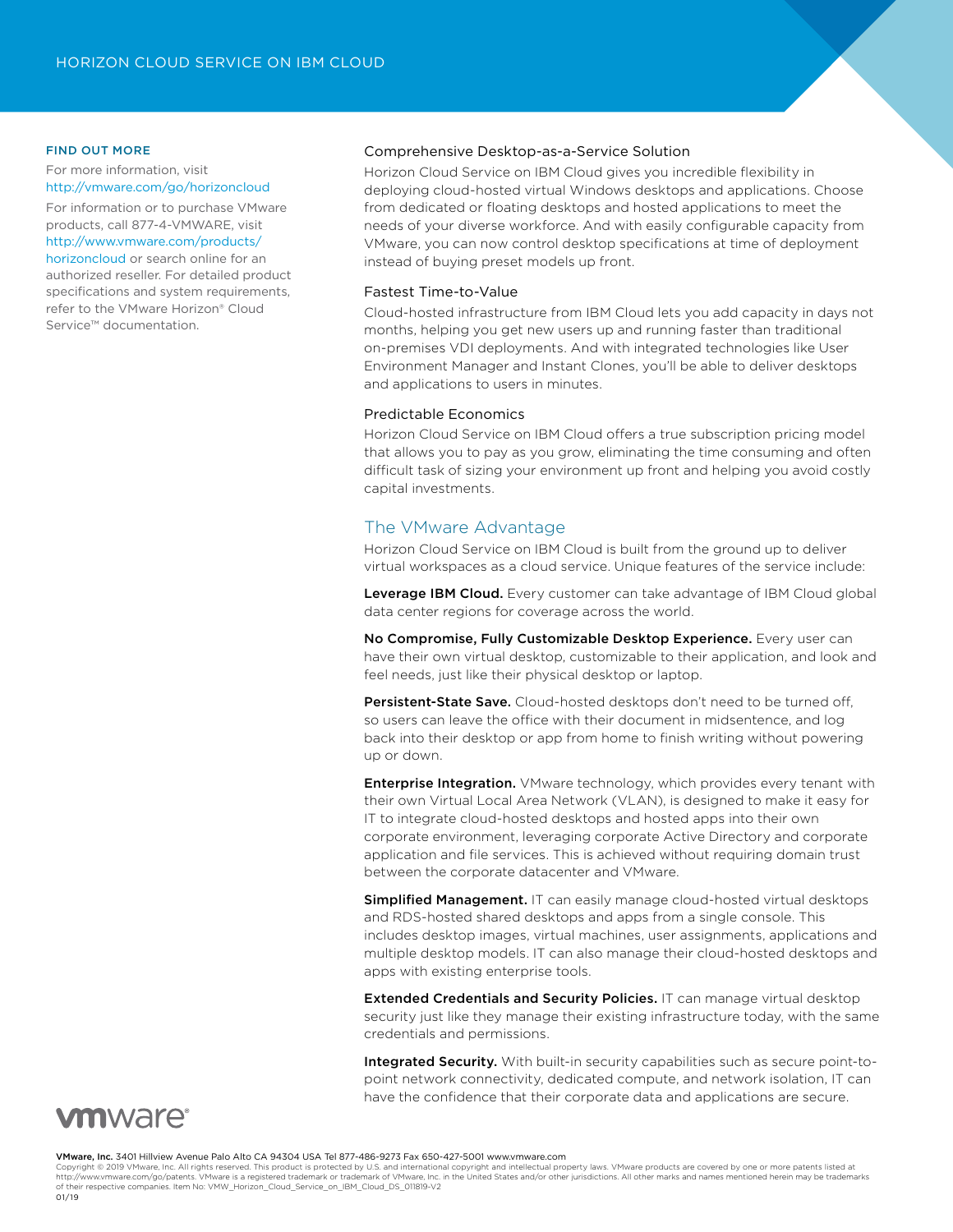## FIND OUT MORE

For more information, visit http://vmware.com/go/horizoncloud

For information or to purchase VMware products, call 877-4-VMWARE, visit http://www.vmware.com/products/horizoncloud or search online for an authorized reseller. For detailed product specifications and system requirements, refer to the VMware Horizon® Cloud Service™ documentation.

### Comprehensive Desktop-as-a-Service Solution

Horizon Cloud Service on IBM Cloud gives you incredible flexibility in deploying cloud-hosted virtual Windows desktops and applications. Choose from dedicated or floating desktops and hosted applications to meet the needs of your diverse workforce. And with easily configurable capacity from VMware, you can now control desktop specifications at time of deployment instead of buying preset models up front.

### Fastest Time-to-Value

Cloud-hosted infrastructure from IBM Cloud lets you add capacity in days not months, helping you get new users up and running faster than traditional on-premises VDI deployments. And with integrated technologies like User Environment Manager and Instant Clones, you'll be able to deliver desktops and applications to users in minutes.

### Predictable Economics

Horizon Cloud Service on IBM Cloud offers a true subscription pricing model that allows you to pay as you grow, eliminating the time consuming and often difficult task of sizing your environment up front and helping you avoid costly capital investments.

## The VMware Advantage

Horizon Cloud Service on IBM Cloud is built from the ground up to deliver virtual workspaces as a cloud service. Unique features of the service include:

**Leverage IBM Cloud.** Every customer can take advantage of IBM Cloud global data center regions for coverage across the world.

**No Compromise, Fully Customizable Desktop Experience.** Every user can have their own virtual desktop, customizable to their application, and look and feel needs, just like their physical desktop or laptop.

**Persistent-State Save.** Cloud-hosted desktops don't need to be turned off, so users can leave the office with their document in midsentence, and log back into their desktop or app from home to finish writing without powering up or down.

**Enterprise Integration.** VMware technology, which provides every tenant with their own Virtual Local Area Network (VLAN), is designed to make it easy for IT to integrate cloud-hosted desktops and hosted apps into their own corporate environment, leveraging corporate Active Directory and corporate application and file services. This is achieved without requiring domain trust between the corporate datacenter and VMware.

**Simplified Management.** IT can easily manage cloud-hosted virtual desktops and RDS-hosted shared desktops and apps from a single console. This includes desktop images, virtual machines, user assignments, applications and multiple desktop models. IT can also manage their cloud-hosted desktops and apps with existing enterprise tools.

**Extended Credentials and Security Policies.** IT can manage virtual desktop security just like they manage their existing infrastructure today, with the same credentials and permissions.

**Integrated Security.** With built-in security capabilities such as secure point-to-point network connectivity, dedicated compute, and network isolation, IT can have the confidence that their corporate data and applications are secure.

**VMware, Inc.** 3401 Hillview Avenue Palo Alto CA 94304 USA Tel 877-486-9273 Fax 650-427-5001 www.vmware.com
Copyright © 2019 VMware, Inc. All rights reserved. This product is protected by U.S. and international copyright and intellectual property laws. VMware products are covered by one or more patents listed at http://www.vmware.com/go/patents. VMware is a registered trademark or trademark of VMware, Inc. in the United States and/or other jurisdictions. All other marks and names mentioned herein may be trademarks of their respective companies. Item No: VMW_Horizon_Cloud_Service_on_IBM_Cloud_DS_011819-V2
01/19